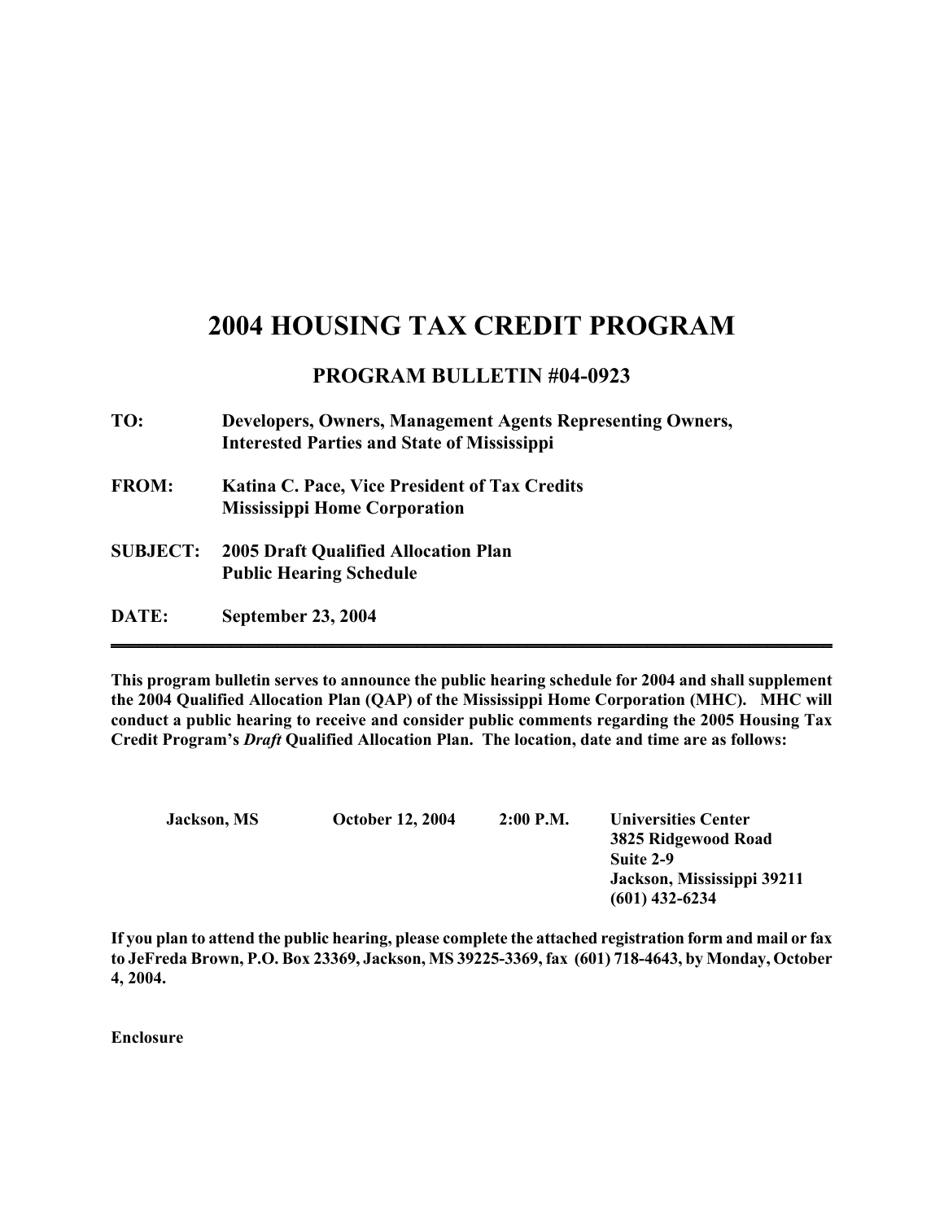# 2004 HOUSING TAX CREDIT PROGRAM

## PROGRAM BULLETIN #04-0923

**TO:** **Developers, Owners, Management Agents Representing Owners, Interested Parties and State of Mississippi**

**FROM:** **Katina C. Pace, Vice President of Tax Credits**
**Mississippi Home Corporation**

**SUBJECT:** **2005 Draft Qualified Allocation Plan**
**Public Hearing Schedule**

**DATE:** **September 23, 2004**

---

**This program bulletin serves to announce the public hearing schedule for 2004 and shall supplement the 2004 Qualified Allocation Plan (QAP) of the Mississippi Home Corporation (MHC). MHC will conduct a public hearing to receive and consider public comments regarding the 2005 Housing Tax Credit Program's *Draft* Qualified Allocation Plan. The location, date and time are as follows:**

| | | | |
|---|---|---|---|
| **Jackson, MS** | **October 12, 2004** | **2:00 P.M.** | **Universities Center**<br>**3825 Ridgewood Road**<br>**Suite 2-9**<br>**Jackson, Mississippi 39211**<br>**(601) 432-6234** |

**If you plan to attend the public hearing, please complete the attached registration form and mail or fax to JeFreda Brown, P.O. Box 23369, Jackson, MS 39225-3369, fax (601) 718-4643, by Monday, October 4, 2004.**

**Enclosure**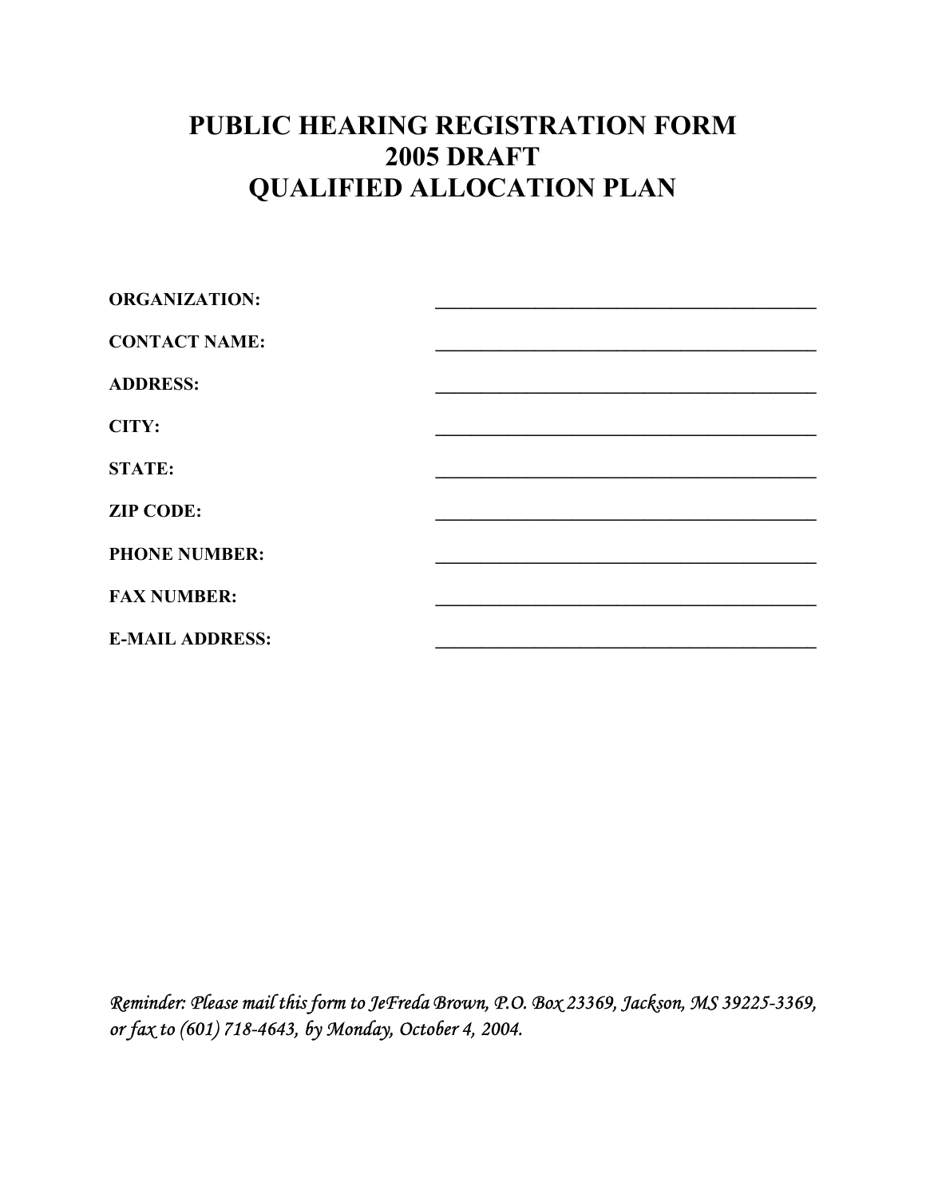# PUBLIC HEARING REGISTRATION FORM
# 2005 DRAFT
# QUALIFIED ALLOCATION PLAN

**ORGANIZATION:** ___________________________________________

**CONTACT NAME:** ___________________________________________

**ADDRESS:** ___________________________________________

**CITY:** ___________________________________________

**STATE:** ___________________________________________

**ZIP CODE:** ___________________________________________

**PHONE NUMBER:** ___________________________________________

**FAX NUMBER:** ___________________________________________

**E-MAIL ADDRESS:** ___________________________________________

*Reminder: Please mail this form to JeFreda Brown, P.O. Box 23369, Jackson, MS 39225-3369, or fax to (601) 718-4643, by Monday, October 4, 2004.*